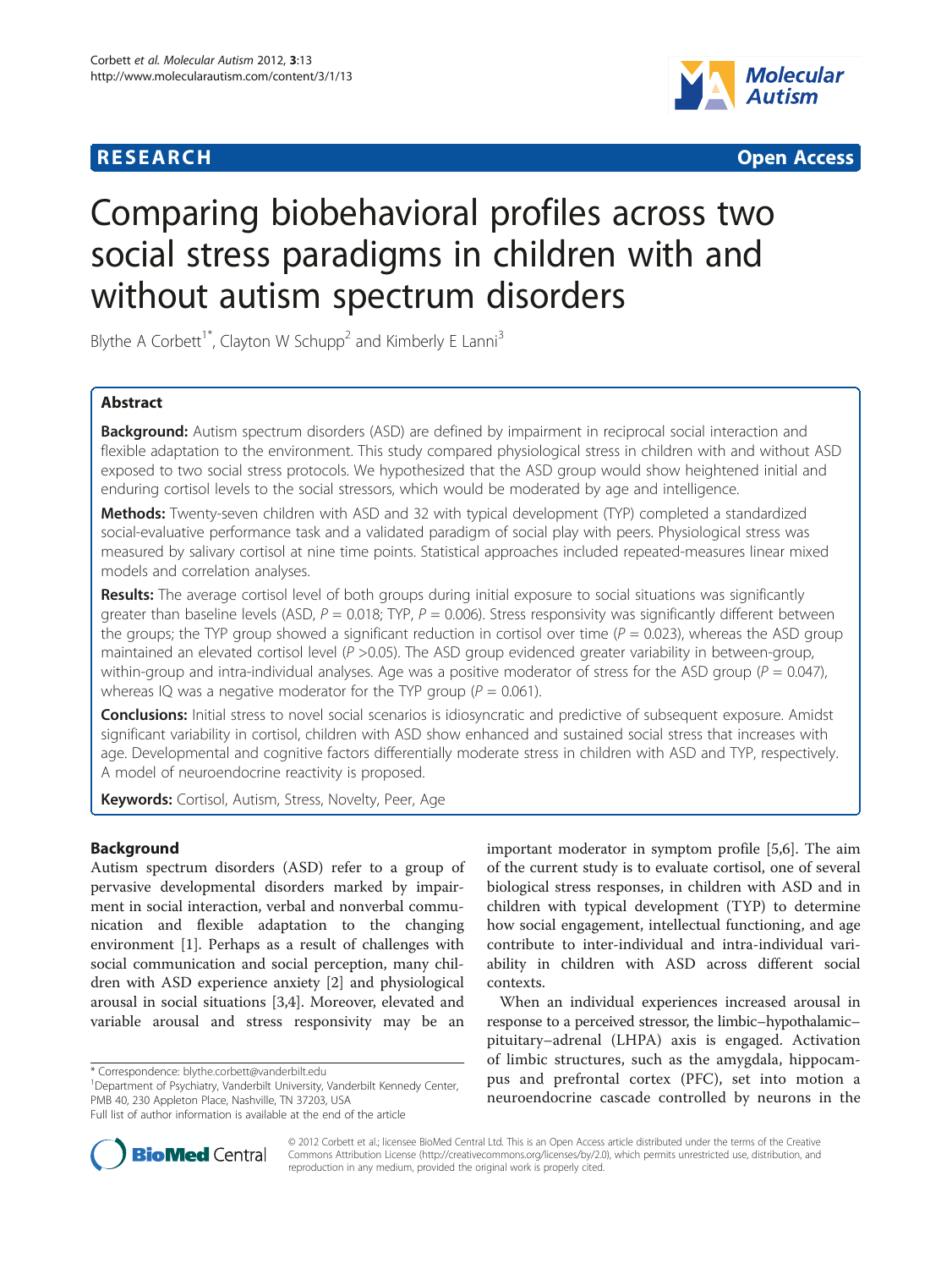**RESEARCH** **Open Access**

# Comparing biobehavioral profiles across two social stress paradigms in children with and without autism spectrum disorders

Blythe A Corbett[1*], Clayton W Schupp[2] and Kimberly E Lanni[3]

## Abstract

**Background:** Autism spectrum disorders (ASD) are defined by impairment in reciprocal social interaction and flexible adaptation to the environment. This study compared physiological stress in children with and without ASD exposed to two social stress protocols. We hypothesized that the ASD group would show heightened initial and enduring cortisol levels to the social stressors, which would be moderated by age and intelligence.

**Methods:** Twenty-seven children with ASD and 32 with typical development (TYP) completed a standardized social-evaluative performance task and a validated paradigm of social play with peers. Physiological stress was measured by salivary cortisol at nine time points. Statistical approaches included repeated-measures linear mixed models and correlation analyses.

**Results:** The average cortisol level of both groups during initial exposure to social situations was significantly greater than baseline levels (ASD, $P = 0.018$; TYP, $P = 0.006$). Stress responsivity was significantly different between the groups; the TYP group showed a significant reduction in cortisol over time ($P = 0.023$), whereas the ASD group maintained an elevated cortisol level ($P > 0.05$). The ASD group evidenced greater variability in between-group, within-group and intra-individual analyses. Age was a positive moderator of stress for the ASD group ($P = 0.047$), whereas IQ was a negative moderator for the TYP group ($P = 0.061$).

**Conclusions:** Initial stress to novel social scenarios is idiosyncratic and predictive of subsequent exposure. Amidst significant variability in cortisol, children with ASD show enhanced and sustained social stress that increases with age. Developmental and cognitive factors differentially moderate stress in children with ASD and TYP, respectively. A model of neuroendocrine reactivity is proposed.

**Keywords:** Cortisol, Autism, Stress, Novelty, Peer, Age

## Background

Autism spectrum disorders (ASD) refer to a group of pervasive developmental disorders marked by impairment in social interaction, verbal and nonverbal communication and flexible adaptation to the changing environment [1]. Perhaps as a result of challenges with social communication and social perception, many children with ASD experience anxiety [2] and physiological arousal in social situations [3,4]. Moreover, elevated and variable arousal and stress responsivity may be an important moderator in symptom profile [5,6]. The aim of the current study is to evaluate cortisol, one of several biological stress responses, in children with ASD and in children with typical development (TYP) to determine how social engagement, intellectual functioning, and age contribute to inter-individual and intra-individual variability in children with ASD across different social contexts.

When an individual experiences increased arousal in response to a perceived stressor, the limbic–hypothalamic–pituitary–adrenal (LHPA) axis is engaged. Activation of limbic structures, such as the amygdala, hippocampus and prefrontal cortex (PFC), set into motion a neuroendocrine cascade controlled by neurons in the

\* Correspondence: blythe.corbett@vanderbilt.edu
[1]Department of Psychiatry, Vanderbilt University, Vanderbilt Kennedy Center, PMB 40, 230 Appleton Place, Nashville, TN 37203, USA
Full list of author information is available at the end of the article

© 2012 Corbett et al.; licensee BioMed Central Ltd. This is an Open Access article distributed under the terms of the Creative Commons Attribution License (http://creativecommons.org/licenses/by/2.0), which permits unrestricted use, distribution, and reproduction in any medium, provided the original work is properly cited.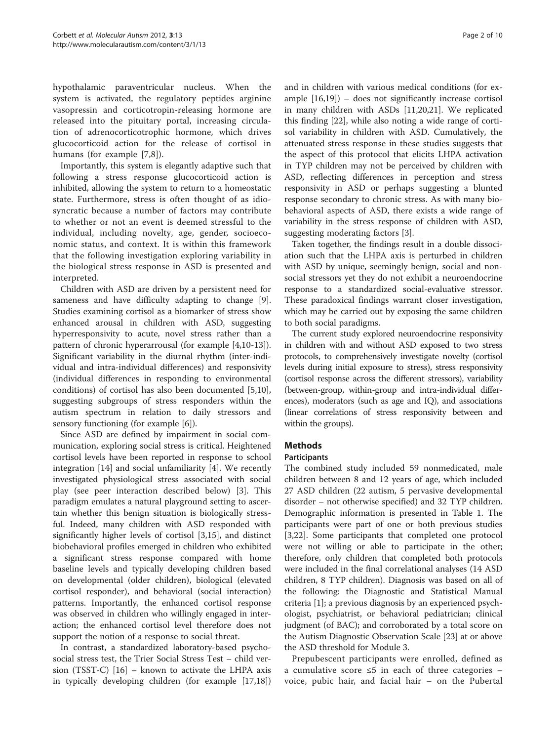hypothalamic paraventricular nucleus. When the system is activated, the regulatory peptides arginine vasopressin and corticotropin-releasing hormone are released into the pituitary portal, increasing circulation of adrenocorticotrophic hormone, which drives glucocorticoid action for the release of cortisol in humans (for example [7,8]).

Importantly, this system is elegantly adaptive such that following a stress response glucocorticoid action is inhibited, allowing the system to return to a homeostatic state. Furthermore, stress is often thought of as idiosyncratic because a number of factors may contribute to whether or not an event is deemed stressful to the individual, including novelty, age, gender, socioeconomic status, and context. It is within this framework that the following investigation exploring variability in the biological stress response in ASD is presented and interpreted.

Children with ASD are driven by a persistent need for sameness and have difficulty adapting to change [9]. Studies examining cortisol as a biomarker of stress show enhanced arousal in children with ASD, suggesting hyperresponsivity to acute, novel stress rather than a pattern of chronic hyperarrousal (for example [4,10-13]). Significant variability in the diurnal rhythm (inter-individual and intra-individual differences) and responsivity (individual differences in responding to environmental conditions) of cortisol has also been documented [5,10], suggesting subgroups of stress responders within the autism spectrum in relation to daily stressors and sensory functioning (for example [6]).

Since ASD are defined by impairment in social communication, exploring social stress is critical. Heightened cortisol levels have been reported in response to school integration [14] and social unfamiliarity [4]. We recently investigated physiological stress associated with social play (see peer interaction described below) [3]. This paradigm emulates a natural playground setting to ascertain whether this benign situation is biologically stressful. Indeed, many children with ASD responded with significantly higher levels of cortisol [3,15], and distinct biobehavioral profiles emerged in children who exhibited a significant stress response compared with home baseline levels and typically developing children based on developmental (older children), biological (elevated cortisol responder), and behavioral (social interaction) patterns. Importantly, the enhanced cortisol response was observed in children who willingly engaged in interaction; the enhanced cortisol level therefore does not support the notion of a response to social threat.

In contrast, a standardized laboratory-based psychosocial stress test, the Trier Social Stress Test – child version (TSST-C) [16] – known to activate the LHPA axis in typically developing children (for example [17,18]) and in children with various medical conditions (for example [16,19]) – does not significantly increase cortisol in many children with ASDs [11,20,21]. We replicated this finding [22], while also noting a wide range of cortisol variability in children with ASD. Cumulatively, the attenuated stress response in these studies suggests that the aspect of this protocol that elicits LHPA activation in TYP children may not be perceived by children with ASD, reflecting differences in perception and stress responsivity in ASD or perhaps suggesting a blunted response secondary to chronic stress. As with many biobehavioral aspects of ASD, there exists a wide range of variability in the stress response of children with ASD, suggesting moderating factors [3].

Taken together, the findings result in a double dissociation such that the LHPA axis is perturbed in children with ASD by unique, seemingly benign, social and nonsocial stressors yet they do not exhibit a neuroendocrine response to a standardized social-evaluative stressor. These paradoxical findings warrant closer investigation, which may be carried out by exposing the same children to both social paradigms.

The current study explored neuroendocrine responsivity in children with and without ASD exposed to two stress protocols, to comprehensively investigate novelty (cortisol levels during initial exposure to stress), stress responsivity (cortisol response across the different stressors), variability (between-group, within-group and intra-individual differences), moderators (such as age and IQ), and associations (linear correlations of stress responsivity between and within the groups).

## Methods

### Participants

The combined study included 59 nonmedicated, male children between 8 and 12 years of age, which included 27 ASD children (22 autism, 5 pervasive developmental disorder – not otherwise specified) and 32 TYP children. Demographic information is presented in Table 1. The participants were part of one or both previous studies [3,22]. Some participants that completed one protocol were not willing or able to participate in the other; therefore, only children that completed both protocols were included in the final correlational analyses (14 ASD children, 8 TYP children). Diagnosis was based on all of the following: the Diagnostic and Statistical Manual criteria [1]; a previous diagnosis by an experienced psychologist, psychiatrist, or behavioral pediatrician; clinical judgment (of BAC); and corroborated by a total score on the Autism Diagnostic Observation Scale [23] at or above the ASD threshold for Module 3.

Prepubescent participants were enrolled, defined as a cumulative score ≤5 in each of three categories – voice, pubic hair, and facial hair – on the Pubertal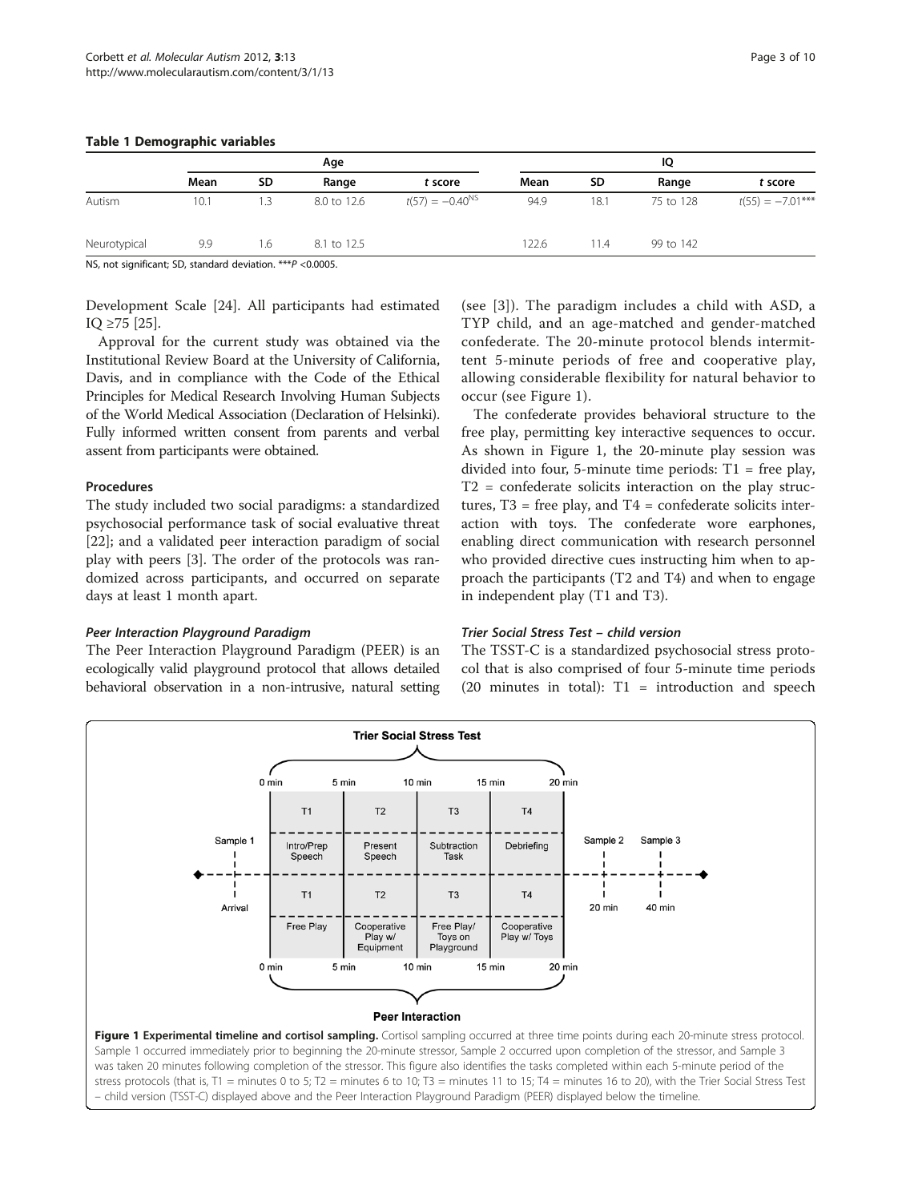**Table 1 Demographic variables**

| | Age | | | | IQ | | | |
|---|---|---|---|---|---|---|---|---|
| | Mean | SD | Range | t score | Mean | SD | Range | t score |
| Autism | 10.1 | 1.3 | 8.0 to 12.6 | $t(57) = -0.40^{NS}$ | 94.9 | 18.1 | 75 to 128 | $t(55) = -7.01^{***}$ |
| Neurotypical | 9.9 | 1.6 | 8.1 to 12.5 | | 122.6 | 11.4 | 99 to 142 | |

NS, not significant; SD, standard deviation. ***$P$ <0.0005.

Development Scale [24]. All participants had estimated IQ ≥75 [25].

Approval for the current study was obtained via the Institutional Review Board at the University of California, Davis, and in compliance with the Code of the Ethical Principles for Medical Research Involving Human Subjects of the World Medical Association (Declaration of Helsinki). Fully informed written consent from parents and verbal assent from participants were obtained.

### Procedures

The study included two social paradigms: a standardized psychosocial performance task of social evaluative threat [22]; and a validated peer interaction paradigm of social play with peers [3]. The order of the protocols was randomized across participants, and occurred on separate days at least 1 month apart.

#### *Peer Interaction Playground Paradigm*

The Peer Interaction Playground Paradigm (PEER) is an ecologically valid playground protocol that allows detailed behavioral observation in a non-intrusive, natural setting (see [3]). The paradigm includes a child with ASD, a TYP child, and an age-matched and gender-matched confederate. The 20-minute protocol blends intermittent 5-minute periods of free and cooperative play, allowing considerable flexibility for natural behavior to occur (see Figure 1).

The confederate provides behavioral structure to the free play, permitting key interactive sequences to occur. As shown in Figure 1, the 20-minute play session was divided into four, 5-minute time periods: T1 = free play, T2 = confederate solicits interaction on the play structures, T3 = free play, and T4 = confederate solicits interaction with toys. The confederate wore earphones, enabling direct communication with research personnel who provided directive cues instructing him when to approach the participants (T2 and T4) and when to engage in independent play (T1 and T3).

#### *Trier Social Stress Test – child version*

The TSST-C is a standardized psychosocial stress protocol that is also comprised of four 5-minute time periods (20 minutes in total): T1 = introduction and speech

**Figure 1 Experimental timeline and cortisol sampling.** Cortisol sampling occurred at three time points during each 20-minute stress protocol. Sample 1 occurred immediately prior to beginning the 20-minute stressor, Sample 2 occurred upon completion of the stressor, and Sample 3 was taken 20 minutes following completion of the stressor. This figure also identifies the tasks completed within each 5-minute period of the stress protocols (that is, T1 = minutes 0 to 5; T2 = minutes 6 to 10; T3 = minutes 11 to 15; T4 = minutes 16 to 20), with the Trier Social Stress Test – child version (TSST-C) displayed above and the Peer Interaction Playground Paradigm (PEER) displayed below the timeline.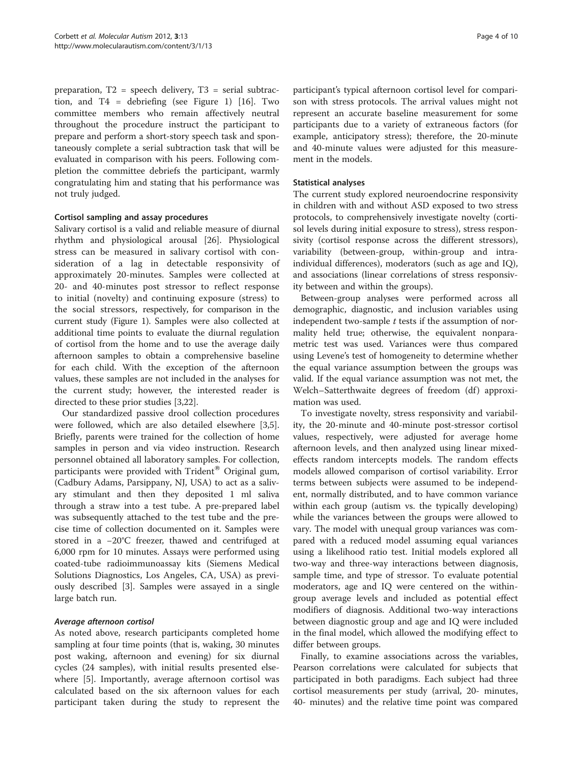preparation, T2 = speech delivery, T3 = serial subtraction, and T4 = debriefing (see Figure 1) [16]. Two committee members who remain affectively neutral throughout the procedure instruct the participant to prepare and perform a short-story speech task and spontaneously complete a serial subtraction task that will be evaluated in comparison with his peers. Following completion the committee debriefs the participant, warmly congratulating him and stating that his performance was not truly judged.

### Cortisol sampling and assay procedures

Salivary cortisol is a valid and reliable measure of diurnal rhythm and physiological arousal [26]. Physiological stress can be measured in salivary cortisol with consideration of a lag in detectable responsivity of approximately 20-minutes. Samples were collected at 20- and 40-minutes post stressor to reflect response to initial (novelty) and continuing exposure (stress) to the social stressors, respectively, for comparison in the current study (Figure 1). Samples were also collected at additional time points to evaluate the diurnal regulation of cortisol from the home and to use the average daily afternoon samples to obtain a comprehensive baseline for each child. With the exception of the afternoon values, these samples are not included in the analyses for the current study; however, the interested reader is directed to these prior studies [3,22].

Our standardized passive drool collection procedures were followed, which are also detailed elsewhere [3,5]. Briefly, parents were trained for the collection of home samples in person and via video instruction. Research personnel obtained all laboratory samples. For collection, participants were provided with Trident® Original gum, (Cadbury Adams, Parsippany, NJ, USA) to act as a salivary stimulant and then they deposited 1 ml saliva through a straw into a test tube. A pre-prepared label was subsequently attached to the test tube and the precise time of collection documented on it. Samples were stored in a −20°C freezer, thawed and centrifuged at 6,000 rpm for 10 minutes. Assays were performed using coated-tube radioimmunoassay kits (Siemens Medical Solutions Diagnostics, Los Angeles, CA, USA) as previously described [3]. Samples were assayed in a single large batch run.

#### *Average afternoon cortisol*

As noted above, research participants completed home sampling at four time points (that is, waking, 30 minutes post waking, afternoon and evening) for six diurnal cycles (24 samples), with initial results presented elsewhere [5]. Importantly, average afternoon cortisol was calculated based on the six afternoon values for each participant taken during the study to represent the participant's typical afternoon cortisol level for comparison with stress protocols. The arrival values might not represent an accurate baseline measurement for some participants due to a variety of extraneous factors (for example, anticipatory stress); therefore, the 20-minute and 40-minute values were adjusted for this measurement in the models.

### Statistical analyses

The current study explored neuroendocrine responsivity in children with and without ASD exposed to two stress protocols, to comprehensively investigate novelty (cortisol levels during initial exposure to stress), stress responsivity (cortisol response across the different stressors), variability (between-group, within-group and intra-individual differences), moderators (such as age and IQ), and associations (linear correlations of stress responsivity between and within the groups).

Between-group analyses were performed across all demographic, diagnostic, and inclusion variables using independent two-sample $t$ tests if the assumption of normality held true; otherwise, the equivalent nonparametric test was used. Variances were thus compared using Levene's test of homogeneity to determine whether the equal variance assumption between the groups was valid. If the equal variance assumption was not met, the Welch–Satterthwaite degrees of freedom (df) approximation was used.

To investigate novelty, stress responsivity and variability, the 20-minute and 40-minute post-stressor cortisol values, respectively, were adjusted for average home afternoon levels, and then analyzed using linear mixed-effects random intercepts models. The random effects models allowed comparison of cortisol variability. Error terms between subjects were assumed to be independent, normally distributed, and to have common variance within each group (autism vs. the typically developing) while the variances between the groups were allowed to vary. The model with unequal group variances was compared with a reduced model assuming equal variances using a likelihood ratio test. Initial models explored all two-way and three-way interactions between diagnosis, sample time, and type of stressor. To evaluate potential moderators, age and IQ were centered on the within-group average levels and included as potential effect modifiers of diagnosis. Additional two-way interactions between diagnostic group and age and IQ were included in the final model, which allowed the modifying effect to differ between groups.

Finally, to examine associations across the variables, Pearson correlations were calculated for subjects that participated in both paradigms. Each subject had three cortisol measurements per study (arrival, 20- minutes, 40- minutes) and the relative time point was compared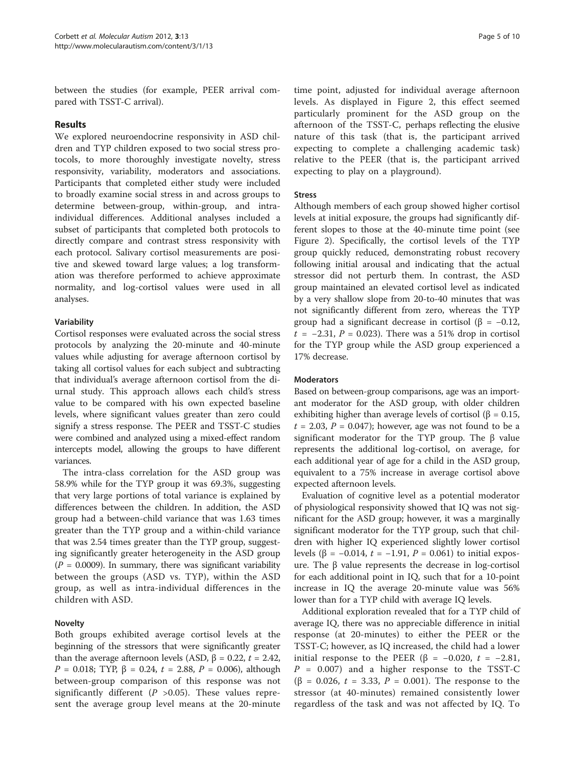between the studies (for example, PEER arrival compared with TSST-C arrival).

## Results

We explored neuroendocrine responsivity in ASD children and TYP children exposed to two social stress protocols, to more thoroughly investigate novelty, stress responsivity, variability, moderators and associations. Participants that completed either study were included to broadly examine social stress in and across groups to determine between-group, within-group, and intra-individual differences. Additional analyses included a subset of participants that completed both protocols to directly compare and contrast stress responsivity with each protocol. Salivary cortisol measurements are positive and skewed toward large values; a log transformation was therefore performed to achieve approximate normality, and log-cortisol values were used in all analyses.

### Variability

Cortisol responses were evaluated across the social stress protocols by analyzing the 20-minute and 40-minute values while adjusting for average afternoon cortisol by taking all cortisol values for each subject and subtracting that individual's average afternoon cortisol from the diurnal study. This approach allows each child's stress value to be compared with his own expected baseline levels, where significant values greater than zero could signify a stress response. The PEER and TSST-C studies were combined and analyzed using a mixed-effect random intercepts model, allowing the groups to have different variances.

The intra-class correlation for the ASD group was 58.9% while for the TYP group it was 69.3%, suggesting that very large portions of total variance is explained by differences between the children. In addition, the ASD group had a between-child variance that was 1.63 times greater than the TYP group and a within-child variance that was 2.54 times greater than the TYP group, suggesting significantly greater heterogeneity in the ASD group ($P$ = 0.0009). In summary, there was significant variability between the groups (ASD vs. TYP), within the ASD group, as well as intra-individual differences in the children with ASD.

### Novelty

Both groups exhibited average cortisol levels at the beginning of the stressors that were significantly greater than the average afternoon levels (ASD, $\beta$ = 0.22, $t$ = 2.42, $P$ = 0.018; TYP, $\beta$ = 0.24, $t$ = 2.88, $P$ = 0.006), although between-group comparison of this response was not significantly different ($P$ >0.05). These values represent the average group level means at the 20-minute time point, adjusted for individual average afternoon levels. As displayed in Figure 2, this effect seemed particularly prominent for the ASD group on the afternoon of the TSST-C, perhaps reflecting the elusive nature of this task (that is, the participant arrived expecting to complete a challenging academic task) relative to the PEER (that is, the participant arrived expecting to play on a playground).

### Stress

Although members of each group showed higher cortisol levels at initial exposure, the groups had significantly different slopes to those at the 40-minute time point (see Figure 2). Specifically, the cortisol levels of the TYP group quickly reduced, demonstrating robust recovery following initial arousal and indicating that the actual stressor did not perturb them. In contrast, the ASD group maintained an elevated cortisol level as indicated by a very shallow slope from 20-to-40 minutes that was not significantly different from zero, whereas the TYP group had a significant decrease in cortisol ($\beta$ = −0.12, $t$ = −2.31, $P$ = 0.023). There was a 51% drop in cortisol for the TYP group while the ASD group experienced a 17% decrease.

### Moderators

Based on between-group comparisons, age was an important moderator for the ASD group, with older children exhibiting higher than average levels of cortisol ($\beta$ = 0.15, $t$ = 2.03, $P$ = 0.047); however, age was not found to be a significant moderator for the TYP group. The $\beta$ value represents the additional log-cortisol, on average, for each additional year of age for a child in the ASD group, equivalent to a 75% increase in average cortisol above expected afternoon levels.

Evaluation of cognitive level as a potential moderator of physiological responsivity showed that IQ was not significant for the ASD group; however, it was a marginally significant moderator for the TYP group, such that children with higher IQ experienced slightly lower cortisol levels ($\beta$ = −0.014, $t$ = −1.91, $P$ = 0.061) to initial exposure. The $\beta$ value represents the decrease in log-cortisol for each additional point in IQ, such that for a 10-point increase in IQ the average 20-minute value was 56% lower than for a TYP child with average IQ levels.

Additional exploration revealed that for a TYP child of average IQ, there was no appreciable difference in initial response (at 20-minutes) to either the PEER or the TSST-C; however, as IQ increased, the child had a lower initial response to the PEER ($\beta$ = −0.020, $t$ = −2.81, $P$ = 0.007) and a higher response to the TSST-C ($\beta$ = 0.026, $t$ = 3.33, $P$ = 0.001). The response to the stressor (at 40-minutes) remained consistently lower regardless of the task and was not affected by IQ. To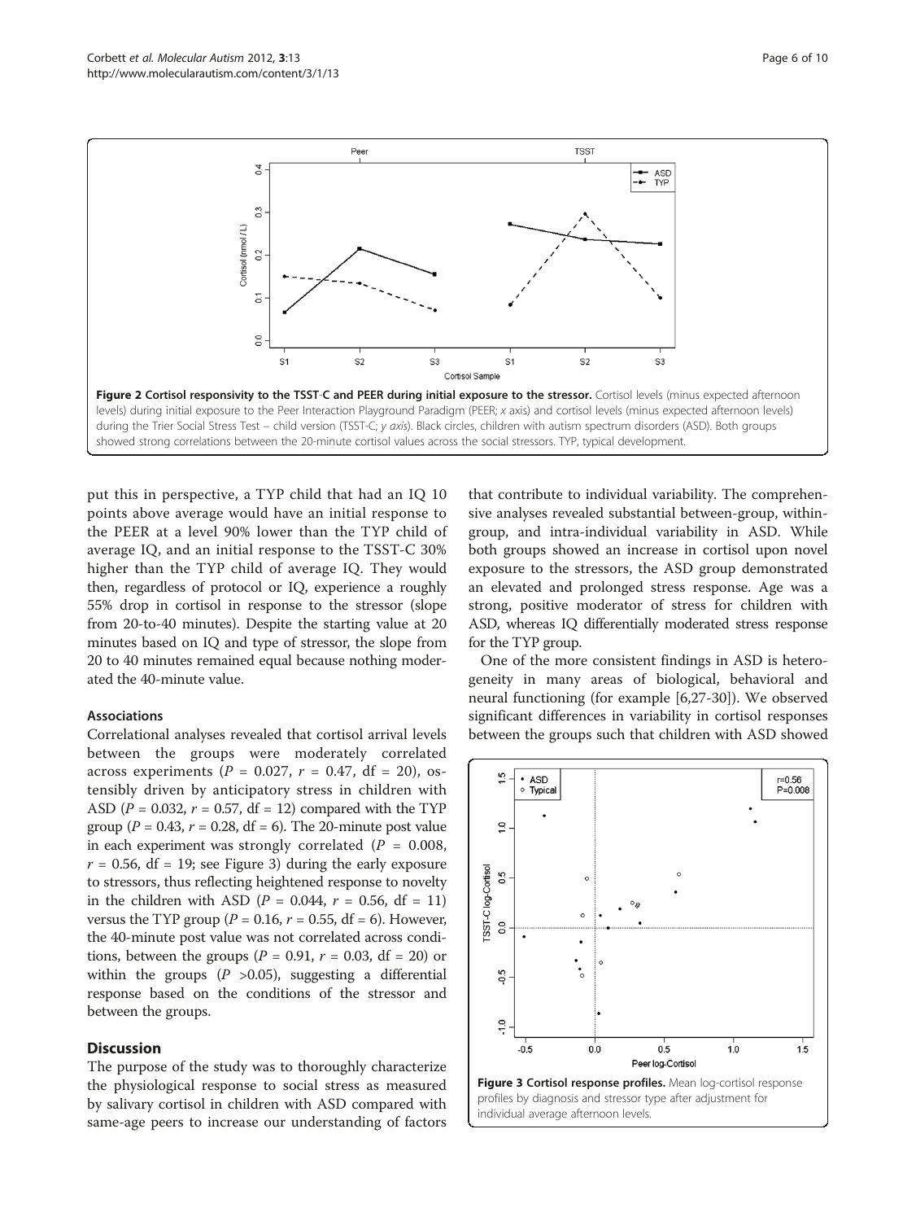**Figure 2 Cortisol responsivity to the TSST-C and PEER during initial exposure to the stressor.** Cortisol levels (minus expected afternoon levels) during initial exposure to the Peer Interaction Playground Paradigm (PEER; x axis) and cortisol levels (minus expected afternoon levels) during the Trier Social Stress Test – child version (TSST-C; y axis). Black circles, children with autism spectrum disorders (ASD). Both groups showed strong correlations between the 20-minute cortisol values across the social stressors. TYP, typical development.

put this in perspective, a TYP child that had an IQ 10 points above average would have an initial response to the PEER at a level 90% lower than the TYP child of average IQ, and an initial response to the TSST-C 30% higher than the TYP child of average IQ. They would then, regardless of protocol or IQ, experience a roughly 55% drop in cortisol in response to the stressor (slope from 20-to-40 minutes). Despite the starting value at 20 minutes based on IQ and type of stressor, the slope from 20 to 40 minutes remained equal because nothing moderated the 40-minute value.

### Associations

Correlational analyses revealed that cortisol arrival levels between the groups were moderately correlated across experiments ($P$ = 0.027, $r$ = 0.47, df = 20), ostensibly driven by anticipatory stress in children with ASD ($P$ = 0.032, $r$ = 0.57, df = 12) compared with the TYP group ($P$ = 0.43, $r$ = 0.28, df = 6). The 20-minute post value in each experiment was strongly correlated ($P$ = 0.008, $r$ = 0.56, df = 19; see Figure 3) during the early exposure to stressors, thus reflecting heightened response to novelty in the children with ASD ($P$ = 0.044, $r$ = 0.56, df = 11) versus the TYP group ($P$ = 0.16, $r$ = 0.55, df = 6). However, the 40-minute post value was not correlated across conditions, between the groups ($P$ = 0.91, $r$ = 0.03, df = 20) or within the groups ($P$ >0.05), suggesting a differential response based on the conditions of the stressor and between the groups.

## Discussion

The purpose of the study was to thoroughly characterize the physiological response to social stress as measured by salivary cortisol in children with ASD compared with same-age peers to increase our understanding of factors that contribute to individual variability. The comprehensive analyses revealed substantial between-group, within-group, and intra-individual variability in ASD. While both groups showed an increase in cortisol upon novel exposure to the stressors, the ASD group demonstrated an elevated and prolonged stress response. Age was a strong, positive moderator of stress for children with ASD, whereas IQ differentially moderated stress response for the TYP group.

One of the more consistent findings in ASD is heterogeneity in many areas of biological, behavioral and neural functioning (for example [6,27-30]). We observed significant differences in variability in cortisol responses between the groups such that children with ASD showed

**Figure 3 Cortisol response profiles.** Mean log-cortisol response profiles by diagnosis and stressor type after adjustment for individual average afternoon levels.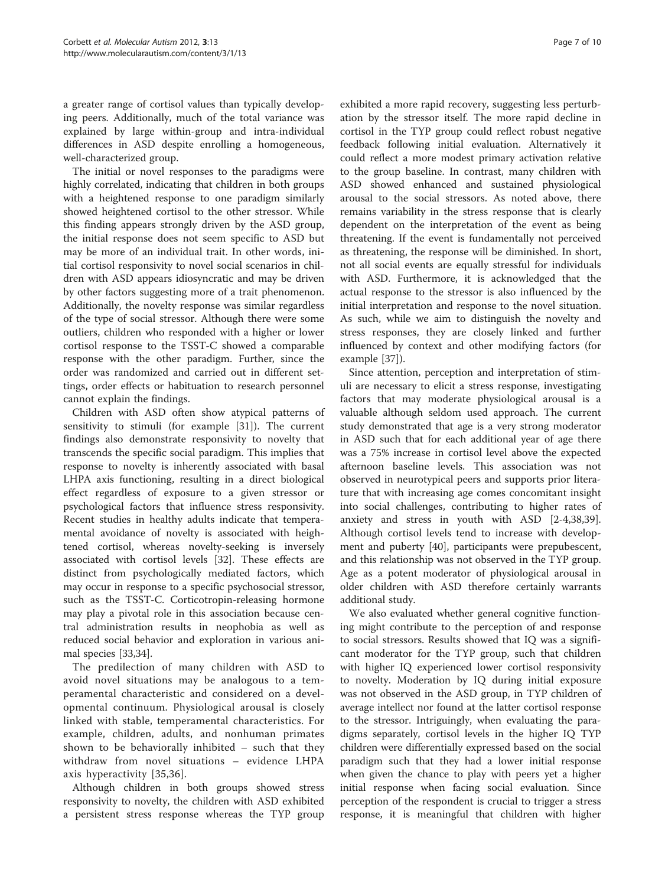a greater range of cortisol values than typically developing peers. Additionally, much of the total variance was explained by large within-group and intra-individual differences in ASD despite enrolling a homogeneous, well-characterized group.

The initial or novel responses to the paradigms were highly correlated, indicating that children in both groups with a heightened response to one paradigm similarly showed heightened cortisol to the other stressor. While this finding appears strongly driven by the ASD group, the initial response does not seem specific to ASD but may be more of an individual trait. In other words, initial cortisol responsivity to novel social scenarios in children with ASD appears idiosyncratic and may be driven by other factors suggesting more of a trait phenomenon. Additionally, the novelty response was similar regardless of the type of social stressor. Although there were some outliers, children who responded with a higher or lower cortisol response to the TSST-C showed a comparable response with the other paradigm. Further, since the order was randomized and carried out in different settings, order effects or habituation to research personnel cannot explain the findings.

Children with ASD often show atypical patterns of sensitivity to stimuli (for example [31]). The current findings also demonstrate responsivity to novelty that transcends the specific social paradigm. This implies that response to novelty is inherently associated with basal LHPA axis functioning, resulting in a direct biological effect regardless of exposure to a given stressor or psychological factors that influence stress responsivity. Recent studies in healthy adults indicate that temperamental avoidance of novelty is associated with heightened cortisol, whereas novelty-seeking is inversely associated with cortisol levels [32]. These effects are distinct from psychologically mediated factors, which may occur in response to a specific psychosocial stressor, such as the TSST-C. Corticotropin-releasing hormone may play a pivotal role in this association because central administration results in neophobia as well as reduced social behavior and exploration in various animal species [33,34].

The predilection of many children with ASD to avoid novel situations may be analogous to a temperamental characteristic and considered on a developmental continuum. Physiological arousal is closely linked with stable, temperamental characteristics. For example, children, adults, and nonhuman primates shown to be behaviorally inhibited – such that they withdraw from novel situations – evidence LHPA axis hyperactivity [35,36].

Although children in both groups showed stress responsivity to novelty, the children with ASD exhibited a persistent stress response whereas the TYP group exhibited a more rapid recovery, suggesting less perturbation by the stressor itself. The more rapid decline in cortisol in the TYP group could reflect robust negative feedback following initial evaluation. Alternatively it could reflect a more modest primary activation relative to the group baseline. In contrast, many children with ASD showed enhanced and sustained physiological arousal to the social stressors. As noted above, there remains variability in the stress response that is clearly dependent on the interpretation of the event as being threatening. If the event is fundamentally not perceived as threatening, the response will be diminished. In short, not all social events are equally stressful for individuals with ASD. Furthermore, it is acknowledged that the actual response to the stressor is also influenced by the initial interpretation and response to the novel situation. As such, while we aim to distinguish the novelty and stress responses, they are closely linked and further influenced by context and other modifying factors (for example [37]).

Since attention, perception and interpretation of stimuli are necessary to elicit a stress response, investigating factors that may moderate physiological arousal is a valuable although seldom used approach. The current study demonstrated that age is a very strong moderator in ASD such that for each additional year of age there was a 75% increase in cortisol level above the expected afternoon baseline levels. This association was not observed in neurotypical peers and supports prior literature that with increasing age comes concomitant insight into social challenges, contributing to higher rates of anxiety and stress in youth with ASD [2-4,38,39]. Although cortisol levels tend to increase with development and puberty [40], participants were prepubescent, and this relationship was not observed in the TYP group. Age as a potent moderator of physiological arousal in older children with ASD therefore certainly warrants additional study.

We also evaluated whether general cognitive functioning might contribute to the perception of and response to social stressors. Results showed that IQ was a significant moderator for the TYP group, such that children with higher IQ experienced lower cortisol responsivity to novelty. Moderation by IQ during initial exposure was not observed in the ASD group, in TYP children of average intellect nor found at the latter cortisol response to the stressor. Intriguingly, when evaluating the paradigms separately, cortisol levels in the higher IQ TYP children were differentially expressed based on the social paradigm such that they had a lower initial response when given the chance to play with peers yet a higher initial response when facing social evaluation. Since perception of the respondent is crucial to trigger a stress response, it is meaningful that children with higher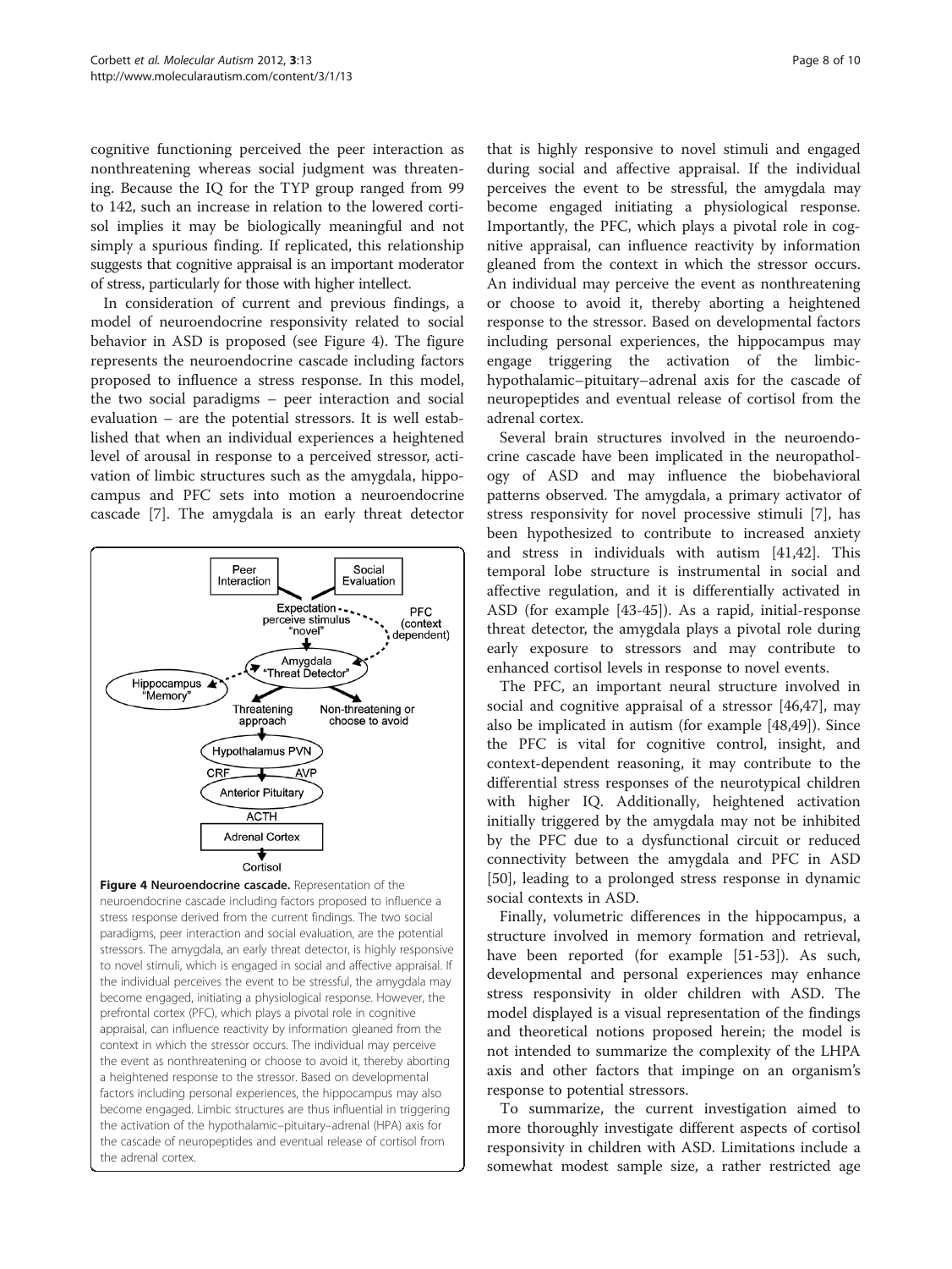cognitive functioning perceived the peer interaction as nonthreatening whereas social judgment was threatening. Because the IQ for the TYP group ranged from 99 to 142, such an increase in relation to the lowered cortisol implies it may be biologically meaningful and not simply a spurious finding. If replicated, this relationship suggests that cognitive appraisal is an important moderator of stress, particularly for those with higher intellect.

In consideration of current and previous findings, a model of neuroendocrine responsivity related to social behavior in ASD is proposed (see Figure 4). The figure represents the neuroendocrine cascade including factors proposed to influence a stress response. In this model, the two social paradigms – peer interaction and social evaluation – are the potential stressors. It is well established that when an individual experiences a heightened level of arousal in response to a perceived stressor, activation of limbic structures such as the amygdala, hippocampus and PFC sets into motion a neuroendocrine cascade [7]. The amygdala is an early threat detector that is highly responsive to novel stimuli and engaged during social and affective appraisal. If the individual perceives the event to be stressful, the amygdala may become engaged initiating a physiological response. Importantly, the PFC, which plays a pivotal role in cognitive appraisal, can influence reactivity by information gleaned from the context in which the stressor occurs. An individual may perceive the event as nonthreatening or choose to avoid it, thereby aborting a heightened response to the stressor. Based on developmental factors including personal experiences, the hippocampus may engage triggering the activation of the limbic-hypothalamic–pituitary–adrenal axis for the cascade of neuropeptides and eventual release of cortisol from the adrenal cortex.

Peer Interaction
Social Evaluation
Expectation perceive stimulus "novel"
PFC (context dependent)
Amygdala "Threat Detector"
Hippocampus "Memory"
Threatening approach
Non-threatening or choose to avoid
Hypothalamus PVN
CRF
AVP
Anterior Pituitary
ACTH
Adrenal Cortex
Cortisol

**Figure 4 Neuroendocrine cascade.** Representation of the neuroendocrine cascade including factors proposed to influence a stress response derived from the current findings. The two social paradigms, peer interaction and social evaluation, are the potential stressors. The amygdala, an early threat detector, is highly responsive to novel stimuli, which is engaged in social and affective appraisal. If the individual perceives the event to be stressful, the amygdala may become engaged, initiating a physiological response. However, the prefrontal cortex (PFC), which plays a pivotal role in cognitive appraisal, can influence reactivity by information gleaned from the context in which the stressor occurs. The individual may perceive the event as nonthreatening or choose to avoid it, thereby aborting a heightened response to the stressor. Based on developmental factors including personal experiences, the hippocampus may also become engaged. Limbic structures are thus influential in triggering the activation of the hypothalamic–pituitary–adrenal (HPA) axis for the cascade of neuropeptides and eventual release of cortisol from the adrenal cortex.

Several brain structures involved in the neuroendocrine cascade have been implicated in the neuropathology of ASD and may influence the biobehavioral patterns observed. The amygdala, a primary activator of stress responsivity for novel processive stimuli [7], has been hypothesized to contribute to increased anxiety and stress in individuals with autism [41,42]. This temporal lobe structure is instrumental in social and affective regulation, and it is differentially activated in ASD (for example [43-45]). As a rapid, initial-response threat detector, the amygdala plays a pivotal role during early exposure to stressors and may contribute to enhanced cortisol levels in response to novel events.

The PFC, an important neural structure involved in social and cognitive appraisal of a stressor [46,47], may also be implicated in autism (for example [48,49]). Since the PFC is vital for cognitive control, insight, and context-dependent reasoning, it may contribute to the differential stress responses of the neurotypical children with higher IQ. Additionally, heightened activation initially triggered by the amygdala may not be inhibited by the PFC due to a dysfunctional circuit or reduced connectivity between the amygdala and PFC in ASD [50], leading to a prolonged stress response in dynamic social contexts in ASD.

Finally, volumetric differences in the hippocampus, a structure involved in memory formation and retrieval, have been reported (for example [51-53]). As such, developmental and personal experiences may enhance stress responsivity in older children with ASD. The model displayed is a visual representation of the findings and theoretical notions proposed herein; the model is not intended to summarize the complexity of the LHPA axis and other factors that impinge on an organism's response to potential stressors.

To summarize, the current investigation aimed to more thoroughly investigate different aspects of cortisol responsivity in children with ASD. Limitations include a somewhat modest sample size, a rather restricted age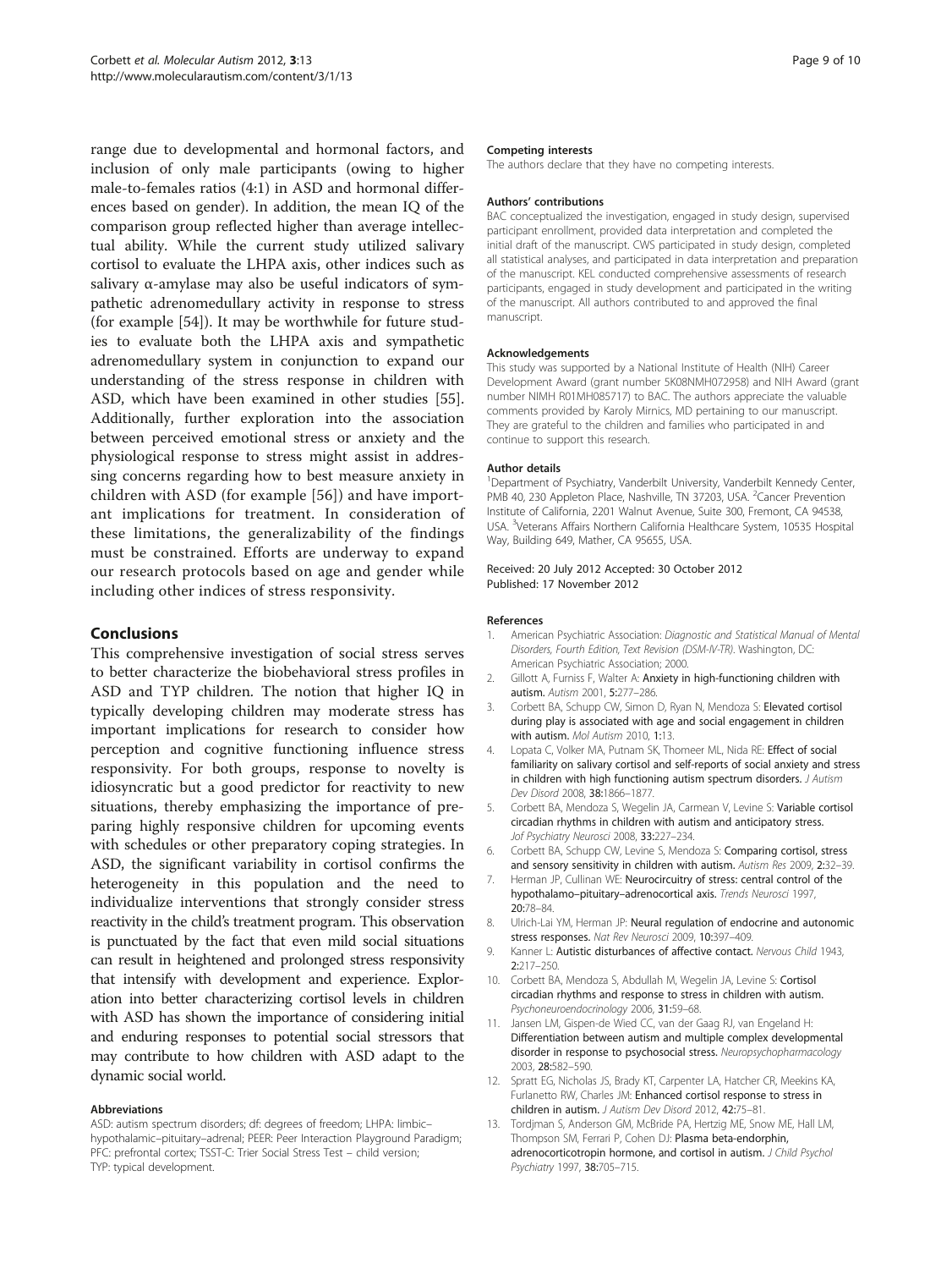range due to developmental and hormonal factors, and inclusion of only male participants (owing to higher male-to-females ratios (4:1) in ASD and hormonal differences based on gender). In addition, the mean IQ of the comparison group reflected higher than average intellectual ability. While the current study utilized salivary cortisol to evaluate the LHPA axis, other indices such as salivary α-amylase may also be useful indicators of sympathetic adrenomedullary activity in response to stress (for example [54]). It may be worthwhile for future studies to evaluate both the LHPA axis and sympathetic adrenomedullary system in conjunction to expand our understanding of the stress response in children with ASD, which have been examined in other studies [55]. Additionally, further exploration into the association between perceived emotional stress or anxiety and the physiological response to stress might assist in addressing concerns regarding how to best measure anxiety in children with ASD (for example [56]) and have important implications for treatment. In consideration of these limitations, the generalizability of the findings must be constrained. Efforts are underway to expand our research protocols based on age and gender while including other indices of stress responsivity.

## Conclusions

This comprehensive investigation of social stress serves to better characterize the biobehavioral stress profiles in ASD and TYP children. The notion that higher IQ in typically developing children may moderate stress has important implications for research to consider how perception and cognitive functioning influence stress responsivity. For both groups, response to novelty is idiosyncratic but a good predictor for reactivity to new situations, thereby emphasizing the importance of preparing highly responsive children for upcoming events with schedules or other preparatory coping strategies. In ASD, the significant variability in cortisol confirms the heterogeneity in this population and the need to individualize interventions that strongly consider stress reactivity in the child's treatment program. This observation is punctuated by the fact that even mild social situations can result in heightened and prolonged stress responsivity that intensify with development and experience. Exploration into better characterizing cortisol levels in children with ASD has shown the importance of considering initial and enduring responses to potential social stressors that may contribute to how children with ASD adapt to the dynamic social world.

#### Abbreviations

ASD: autism spectrum disorders; df: degrees of freedom; LHPA: limbic–hypothalamic–pituitary–adrenal; PEER: Peer Interaction Playground Paradigm; PFC: prefrontal cortex; TSST-C: Trier Social Stress Test – child version; TYP: typical development.

#### Competing interests

The authors declare that they have no competing interests.

#### Authors' contributions

BAC conceptualized the investigation, engaged in study design, supervised participant enrollment, provided data interpretation and completed the initial draft of the manuscript. CWS participated in study design, completed all statistical analyses, and participated in data interpretation and preparation of the manuscript. KEL conducted comprehensive assessments of research participants, engaged in study development and participated in the writing of the manuscript. All authors contributed to and approved the final manuscript.

#### Acknowledgements

This study was supported by a National Institute of Health (NIH) Career Development Award (grant number 5K08NMH072958) and NIH Award (grant number NIMH R01MH085717) to BAC. The authors appreciate the valuable comments provided by Karoly Mirnics, MD pertaining to our manuscript. They are grateful to the children and families who participated in and continue to support this research.

#### Author details

[1]Department of Psychiatry, Vanderbilt University, Vanderbilt Kennedy Center, PMB 40, 230 Appleton Place, Nashville, TN 37203, USA. [2]Cancer Prevention Institute of California, 2201 Walnut Avenue, Suite 300, Fremont, CA 94538, USA. [3]Veterans Affairs Northern California Healthcare System, 10535 Hospital Way, Building 649, Mather, CA 95655, USA.

Received: 20 July 2012 Accepted: 30 October 2012
Published: 17 November 2012

#### References

1. American Psychiatric Association: *Diagnostic and Statistical Manual of Mental Disorders, Fourth Edition, Text Revision (DSM-IV-TR)*. Washington, DC: American Psychiatric Association; 2000.
2. Gillott A, Furniss F, Walter A: **Anxiety in high-functioning children with autism.** *Autism* 2001, **5:**277–286.
3. Corbett BA, Schupp CW, Simon D, Ryan N, Mendoza S: **Elevated cortisol during play is associated with age and social engagement in children with autism.** *Mol Autism* 2010, **1:**13.
4. Lopata C, Volker MA, Putnam SK, Thomeer ML, Nida RE: **Effect of social familiarity on salivary cortisol and self-reports of social anxiety and stress in children with high functioning autism spectrum disorders.** *J Autism Dev Disord* 2008, **38:**1866–1877.
5. Corbett BA, Mendoza S, Wegelin JA, Carmean V, Levine S: **Variable cortisol circadian rhythms in children with autism and anticipatory stress.** *Jof Psychiatry Neurosci* 2008, **33:**227–234.
6. Corbett BA, Schupp CW, Levine S, Mendoza S: **Comparing cortisol, stress and sensory sensitivity in children with autism.** *Autism Res* 2009, **2:**32–39.
7. Herman JP, Cullinan WE: **Neurocircuitry of stress: central control of the hypothalamo–pituitary–adrenocortical axis.** *Trends Neurosci* 1997, **20:**78–84.
8. Ulrich-Lai YM, Herman JP: **Neural regulation of endocrine and autonomic stress responses.** *Nat Rev Neurosci* 2009, **10:**397–409.
9. Kanner L: **Autistic disturbances of affective contact.** *Nervous Child* 1943, **2:**217–250.
10. Corbett BA, Mendoza S, Abdullah M, Wegelin JA, Levine S: **Cortisol circadian rhythms and response to stress in children with autism.** *Psychoneuroendocrinology* 2006, **31:**59–68.
11. Jansen LM, Gispen-de Wied CC, van der Gaag RJ, van Engeland H: **Differentiation between autism and multiple complex developmental disorder in response to psychosocial stress.** *Neuropsychopharmacology* 2003, **28:**582–590.
12. Spratt EG, Nicholas JS, Brady KT, Carpenter LA, Hatcher CR, Meekins KA, Furlanetto RW, Charles JM: **Enhanced cortisol response to stress in children in autism.** *J Autism Dev Disord* 2012, **42:**75–81.
13. Tordjman S, Anderson GM, McBride PA, Hertzig ME, Snow ME, Hall LM, Thompson SM, Ferrari P, Cohen DJ: **Plasma beta-endorphin, adrenocorticotropin hormone, and cortisol in autism.** *J Child Psychol Psychiatry* 1997, **38:**705–715.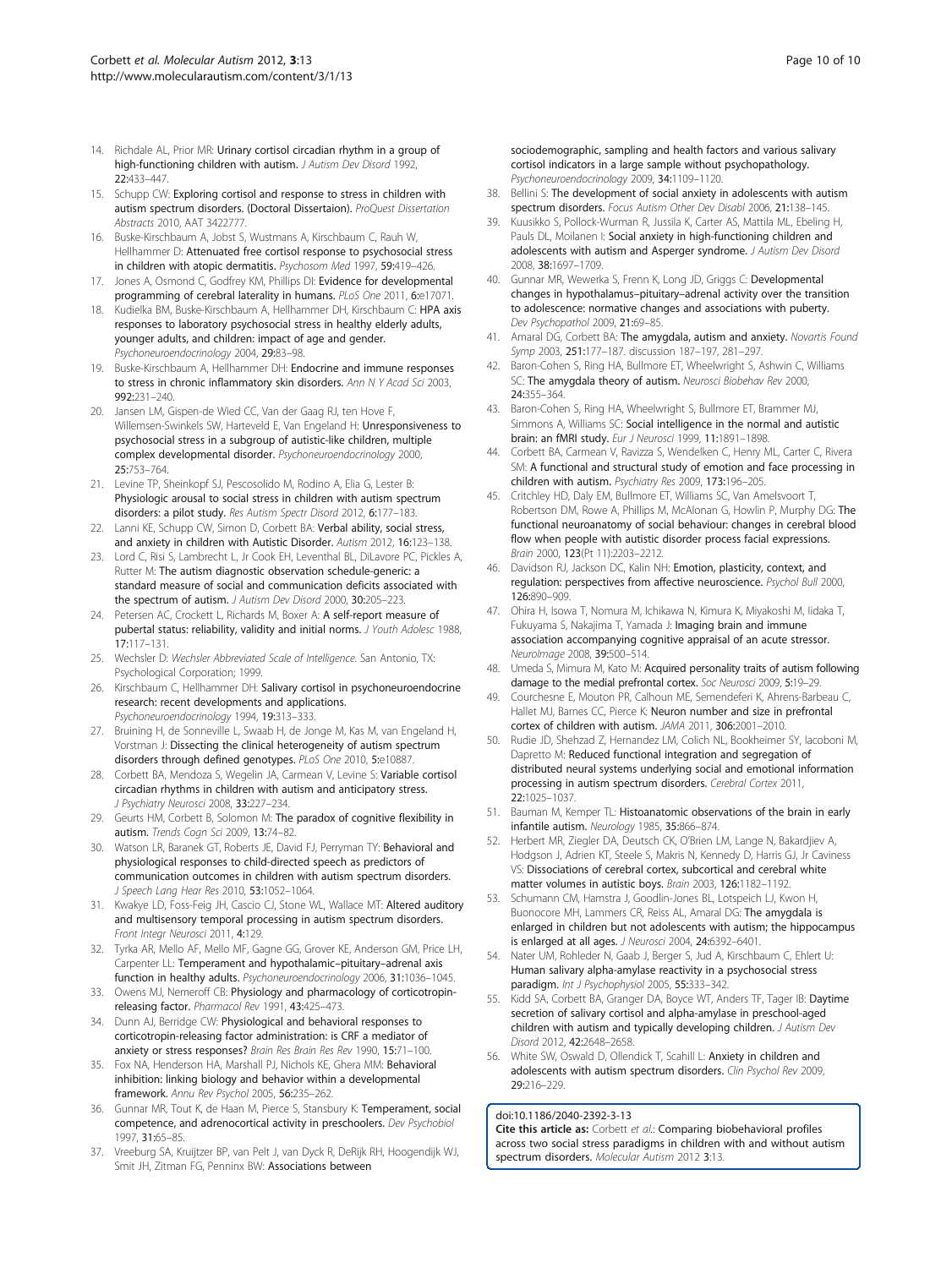14. Richdale AL, Prior MR: **Urinary cortisol circadian rhythm in a group of high-functioning children with autism.** *J Autism Dev Disord* 1992, **22:**433–447.
15. Schupp CW: **Exploring cortisol and response to stress in children with autism spectrum disorders. (Doctoral Dissertaion).** *ProQuest Dissertation Abstracts* 2010, AAT 3422777.
16. Buske-Kirschbaum A, Jobst S, Wustmans A, Kirschbaum C, Rauh W, Hellhammer D: **Attenuated free cortisol response to psychosocial stress in children with atopic dermatitis.** *Psychosom Med* 1997, **59:**419–426.
17. Jones A, Osmond C, Godfrey KM, Phillips DI: **Evidence for developmental programming of cerebral laterality in humans.** *PLoS One* 2011, **6:**e17071.
18. Kudielka BM, Buske-Kirschbaum A, Hellhammer DH, Kirschbaum C: **HPA axis responses to laboratory psychosocial stress in healthy elderly adults, younger adults, and children: impact of age and gender.** *Psychoneuroendocrinology* 2004, **29:**83–98.
19. Buske-Kirschbaum A, Hellhammer DH: **Endocrine and immune responses to stress in chronic inflammatory skin disorders.** *Ann N Y Acad Sci* 2003, **992:**231–240.
20. Jansen LM, Gispen-de Wied CC, Van der Gaag RJ, ten Hove F, Willemsen-Swinkels SW, Harteveld E, Van Engeland H: **Unresponsiveness to psychosocial stress in a subgroup of autistic-like children, multiple complex developmental disorder.** *Psychoneuroendocrinology* 2000, **25:**753–764.
21. Levine TP, Sheinkopf SJ, Pescosolido M, Rodino A, Elia G, Lester B: **Physiologic arousal to social stress in children with autism spectrum disorders: a pilot study.** *Res Autism Spectr Disord* 2012, **6:**177–183.
22. Lanni KE, Schupp CW, Simon D, Corbett BA: **Verbal ability, social stress, and anxiety in children with Autistic Disorder.** *Autism* 2012, **16:**123–138.
23. Lord C, Risi S, Lambrecht L, Jr Cook EH, Leventhal BL, DiLavore PC, Pickles A, Rutter M: **The autism diagnostic observation schedule-generic: a standard measure of social and communication deficits associated with the spectrum of autism.** *J Autism Dev Disord* 2000, **30:**205–223.
24. Petersen AC, Crockett L, Richards M, Boxer A: **A self-report measure of pubertal status: reliability, validity and initial norms.** *J Youth Adolesc* 1988, **17:**117–131.
25. Wechsler D: *Wechsler Abbreviated Scale of Intelligence.* San Antonio, TX: Psychological Corporation; 1999.
26. Kirschbaum C, Hellhammer DH: **Salivary cortisol in psychoneuroendocrine research: recent developments and applications.** *Psychoneuroendocrinology* 1994, **19:**313–333.
27. Bruining H, de Sonneville L, Swaab H, de Jonge M, Kas M, van Engeland H, Vorstman J: **Dissecting the clinical heterogeneity of autism spectrum disorders through defined genotypes.** *PLoS One* 2010, **5:**e10887.
28. Corbett BA, Mendoza S, Wegelin JA, Carmean V, Levine S: **Variable cortisol circadian rhythms in children with autism and anticipatory stress.** *J Psychiatry Neurosci* 2008, **33:**227–234.
29. Geurts HM, Corbett B, Solomon M: **The paradox of cognitive flexibility in autism.** *Trends Cogn Sci* 2009, **13:**74–82.
30. Watson LR, Baranek GT, Roberts JE, David FJ, Perryman TY: **Behavioral and physiological responses to child-directed speech as predictors of communication outcomes in children with autism spectrum disorders.** *J Speech Lang Hear Res* 2010, **53:**1052–1064.
31. Kwakye LD, Foss-Feig JH, Cascio CJ, Stone WL, Wallace MT: **Altered auditory and multisensory temporal processing in autism spectrum disorders.** *Front Integr Neurosci* 2011, **4:**129.
32. Tyrka AR, Mello AF, Mello MF, Gagne GG, Grover KE, Anderson GM, Price LH, Carpenter LL: **Temperament and hypothalamic–pituitary–adrenal axis function in healthy adults.** *Psychoneuroendocrinology* 2006, **31:**1036–1045.
33. Owens MJ, Nemeroff CB: **Physiology and pharmacology of corticotropin-releasing factor.** *Pharmacol Rev* 1991, **43:**425–473.
34. Dunn AJ, Berridge CW: **Physiological and behavioral responses to corticotropin-releasing factor administration: is CRF a mediator of anxiety or stress responses?** *Brain Res Brain Res Rev* 1990, **15:**71–100.
35. Fox NA, Henderson HA, Marshall PJ, Nichols KE, Ghera MM: **Behavioral inhibition: linking biology and behavior within a developmental framework.** *Annu Rev Psychol* 2005, **56:**235–262.
36. Gunnar MR, Tout K, de Haan M, Pierce S, Stansbury K: **Temperament, social competence, and adrenocortical activity in preschoolers.** *Dev Psychobiol* 1997, **31:**65–85.
37. Vreeburg SA, Kruijtzer BP, van Pelt J, van Dyck R, DeRijk RH, Hoogendijk WJ, Smit JH, Zitman FG, Penninx BW: **Associations between sociodemographic, sampling and health factors and various salivary cortisol indicators in a large sample without psychopathology.** *Psychoneuroendocrinology* 2009, **34:**1109–1120.
38. Bellini S: **The development of social anxiety in adolescents with autism spectrum disorders.** *Focus Autism Other Dev Disabl* 2006, **21:**138–145.
39. Kuusikko S, Pollock-Wurman R, Jussila K, Carter AS, Mattila ML, Ebeling H, Pauls DL, Moilanen I: **Social anxiety in high-functioning children and adolescents with autism and Asperger syndrome.** *J Autism Dev Disord* 2008, **38:**1697–1709.
40. Gunnar MR, Wewerka S, Frenn K, Long JD, Griggs C: **Developmental changes in hypothalamus–pituitary–adrenal activity over the transition to adolescence: normative changes and associations with puberty.** *Dev Psychopathol* 2009, **21:**69–85.
41. Amaral DG, Corbett BA: **The amygdala, autism and anxiety.** *Novartis Found Symp* 2003, **251:**177–187. discussion 187–197, 281–297.
42. Baron-Cohen S, Ring HA, Bullmore ET, Wheelwright S, Ashwin C, Williams SC: **The amygdala theory of autism.** *Neurosci Biobehav Rev* 2000, **24:**355–364.
43. Baron-Cohen S, Ring HA, Wheelwright S, Bullmore ET, Brammer MJ, Simmons A, Williams SC: **Social intelligence in the normal and autistic brain: an fMRI study.** *Eur J Neurosci* 1999, **11:**1891–1898.
44. Corbett BA, Carmean V, Ravizza S, Wendelken C, Henry ML, Carter C, Rivera SM: **A functional and structural study of emotion and face processing in children with autism.** *Psychiatry Res* 2009, **173:**196–205.
45. Critchley HD, Daly EM, Bullmore ET, Williams SC, Van Amelsvoort T, Robertson DM, Rowe A, Phillips M, McAlonan G, Howlin P, Murphy DG: **The functional neuroanatomy of social behaviour: changes in cerebral blood flow when people with autistic disorder process facial expressions.** *Brain* 2000, **123**(Pt 11):2203–2212.
46. Davidson RJ, Jackson DC, Kalin NH: **Emotion, plasticity, context, and regulation: perspectives from affective neuroscience.** *Psychol Bull* 2000, **126:**890–909.
47. Ohira H, Isowa T, Nomura M, Ichikawa N, Kimura K, Miyakoshi M, Iidaka T, Fukuyama S, Nakajima T, Yamada J: **Imaging brain and immune association accompanying cognitive appraisal of an acute stressor.** *NeuroImage* 2008, **39:**500–514.
48. Umeda S, Mimura M, Kato M: **Acquired personality traits of autism following damage to the medial prefrontal cortex.** *Soc Neurosci* 2009, **5:**19–29.
49. Courchesne E, Mouton PR, Calhoun ME, Semendeferi K, Ahrens-Barbeau C, Hallet MJ, Barnes CC, Pierce K: **Neuron number and size in prefrontal cortex of children with autism.** *JAMA* 2011, **306:**2001–2010.
50. Rudie JD, Shehzad Z, Hernandez LM, Colich NL, Bookheimer SY, Iacoboni M, Dapretto M: **Reduced functional integration and segregation of distributed neural systems underlying social and emotional information processing in autism spectrum disorders.** *Cerebral Cortex* 2011, **22:**1025–1037.
51. Bauman M, Kemper TL: **Histoanatomic observations of the brain in early infantile autism.** *Neurology* 1985, **35:**866–874.
52. Herbert MR, Ziegler DA, Deutsch CK, O'Brien LM, Lange N, Bakardjiev A, Hodgson J, Adrien KT, Steele S, Makris N, Kennedy D, Harris GJ, Jr Caviness VS: **Dissociations of cerebral cortex, subcortical and cerebral white matter volumes in autistic boys.** *Brain* 2003, **126:**1182–1192.
53. Schumann CM, Hamstra J, Goodlin-Jones BL, Lotspeich LJ, Kwon H, Buonocore MH, Lammers CR, Reiss AL, Amaral DG: **The amygdala is enlarged in children but not adolescents with autism; the hippocampus is enlarged at all ages.** *J Neurosci* 2004, **24:**6392–6401.
54. Nater UM, Rohleder N, Gaab J, Berger S, Jud A, Kirschbaum C, Ehlert U: **Human salivary alpha-amylase reactivity in a psychosocial stress paradigm.** *Int J Psychophysiol* 2005, **55:**333–342.
55. Kidd SA, Corbett BA, Granger DA, Boyce WT, Anders TF, Tager IB: **Daytime secretion of salivary cortisol and alpha-amylase in preschool-aged children with autism and typically developing children.** *J Autism Dev Disord* 2012, **42:**2648–2658.
56. White SW, Oswald D, Ollendick T, Scahill L: **Anxiety in children and adolescents with autism spectrum disorders.** *Clin Psychol Rev* 2009, **29:**216–229.

doi:10.1186/2040-2392-3-13

**Cite this article as:** Corbett *et al.*: Comparing biobehavioral profiles across two social stress paradigms in children with and without autism spectrum disorders. *Molecular Autism* 2012 **3**:13.